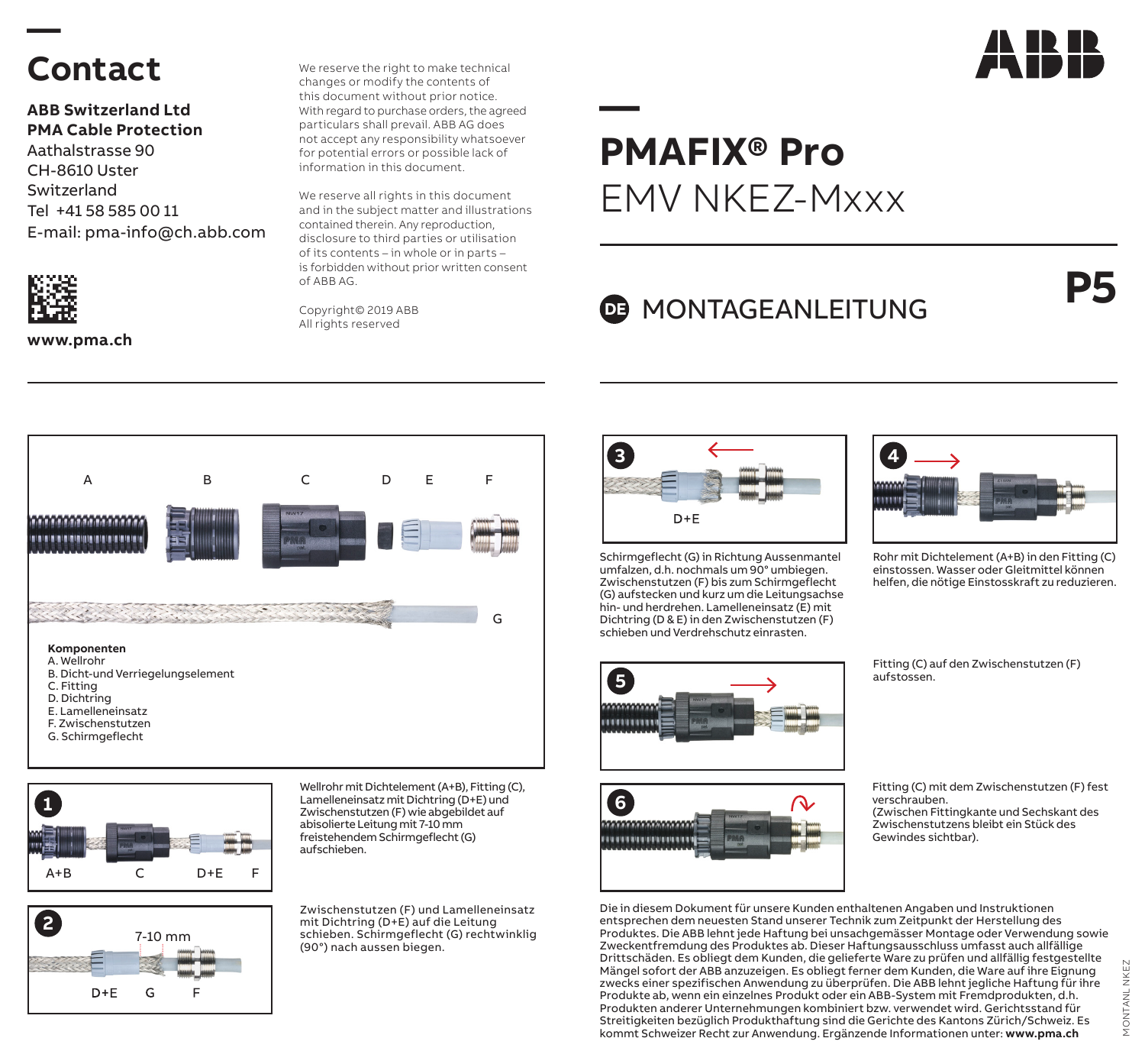# Contact

**ABB Switzerland Ltd**
**PMA Cable Protection**
Aathalstrasse 90
CH-8610 Uster
Switzerland
Tel +41 58 585 00 11
E-mail: pma-info@ch.abb.com

**www.pma.ch**

We reserve the right to make technical changes or modify the contents of this document without prior notice. With regard to purchase orders, the agreed particulars shall prevail. ABB AG does not accept any responsibility whatsoever for potential errors or possible lack of information in this document.

We reserve all rights in this document and in the subject matter and illustrations contained therein. Any reproduction, disclosure to third parties or utilisation of its contents – in whole or in parts – is forbidden without prior written consent of ABB AG.

Copyright© 2019 ABB
All rights reserved

# PMAFIX® Pro

## EMV NKEZ-Mxxx

## DE MONTAGEANLEITUNG

**P5**

A B C D E F G

**Komponenten**

A. Wellrohr
B. Dicht-und Verriegelungselement
C. Fitting
D. Dichtring
E. Lamelleneinsatz
F. Zwischenstutzen
G. Schirmgeflecht

**1** A+B C D+E F

Wellrohr mit Dichtelement (A+B), Fitting (C), Lamelleneinsatz mit Dichtring (D+E) und Zwischenstutzen (F) wie abgebildet auf abisolierte Leitung mit 7-10 mm freistehendem Schirmgeflecht (G) aufschieben.

**2** 7-10 mm D+E G F

Zwischenstutzen (F) und Lamelleneinsatz mit Dichtring (D+E) auf die Leitung schieben. Schirmgeflecht (G) rechtwinklig (90°) nach aussen biegen.

**3** D+E

Schirmgeflecht (G) in Richtung Aussenmantel umfalzen, d.h. nochmals um 90° umbiegen. Zwischenstutzen (F) bis zum Schirmgeflecht (G) aufstecken und kurz um die Leitungsachse hin- und herdrehen. Lamelleneinsatz (E) mit Dichtring (D & E) in den Zwischenstutzen (F) schieben und Verdrehschutz einrasten.

**4**

Rohr mit Dichtelement (A+B) in den Fitting (C) einstossen. Wasser oder Gleitmittel können helfen, die nötige Einstosskraft zu reduzieren.

**5**

Fitting (C) auf den Zwischenstutzen (F) aufstossen.

**6**

Fitting (C) mit dem Zwischenstutzen (F) fest verschrauben.
(Zwischen Fittingkante und Sechskant des Zwischenstutzens bleibt ein Stück des Gewindes sichtbar).

Die in diesem Dokument für unsere Kunden enthaltenen Angaben und Instruktionen entsprechen dem neuesten Stand unserer Technik zum Zeitpunkt der Herstellung des Produktes. Die ABB lehnt jede Haftung bei unsachgemässer Montage oder Verwendung sowie Zweckentfremdung des Produktes ab. Dieser Haftungsausschluss umfasst auch allfällige Drittschäden. Es obliegt dem Kunden, die gelieferte Ware zu prüfen und allfällig festgestellte Mängel sofort der ABB anzuzeigen. Es obliegt ferner dem Kunden, die Ware auf ihre Eignung zwecks einer spezifischen Anwendung zu überprüfen. Die ABB lehnt jegliche Haftung für ihre Produkte ab, wenn ein einzelnes Produkt oder ein ABB-System mit Fremdprodukten, d.h. Produkten anderer Unternehmungen kombiniert bzw. verwendet wird. Gerichtsstand für Streitigkeiten bezüglich Produkthaftung sind die Gerichte des Kantons Zürich/Schweiz. Es kommt Schweizer Recht zur Anwendung. Ergänzende Informationen unter: **www.pma.ch**

MONTANL NKEZ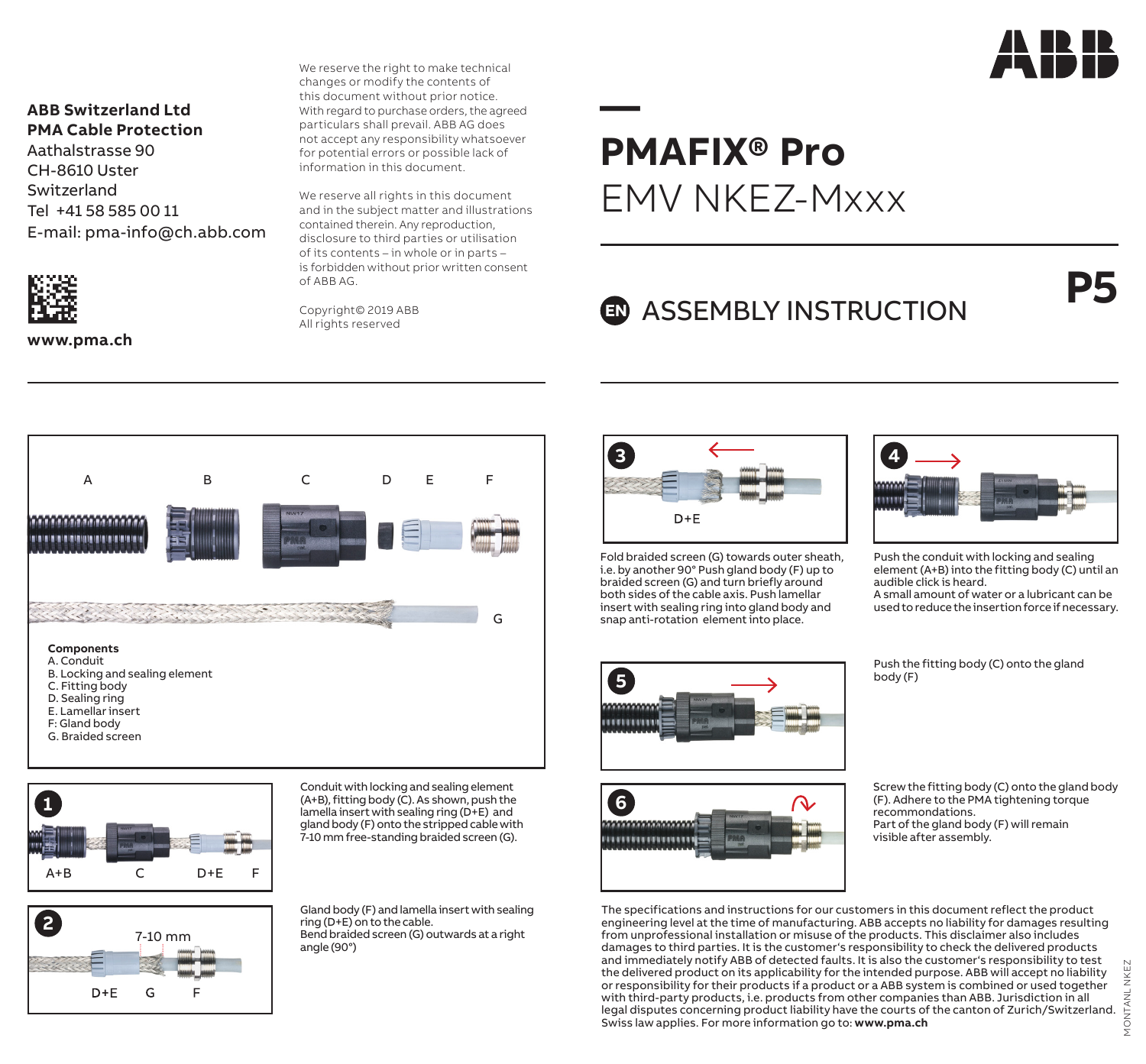**ABB Switzerland Ltd**
**PMA Cable Protection**
Aathalstrasse 90
CH-8610 Uster
Switzerland
Tel +41 58 585 00 11
E-mail: pma-info@ch.abb.com

**www.pma.ch**

We reserve the right to make technical changes or modify the contents of this document without prior notice. With regard to purchase orders, the agreed particulars shall prevail. ABB AG does not accept any responsibility whatsoever for potential errors or possible lack of information in this document.

We reserve all rights in this document and in the subject matter and illustrations contained therein. Any reproduction, disclosure to third parties or utilisation of its contents – in whole or in parts – is forbidden without prior written consent of ABB AG.

Copyright© 2019 ABB
All rights reserved

# PMAFIX® Pro
## EMV NKEZ-Mxxx

## EN ASSEMBLY INSTRUCTION

**P5**

A B C D E F

G

**Components**
A. Conduit
B. Locking and sealing element
C. Fitting body
D. Sealing ring
E. Lamellar insert
F: Gland body
G. Braided screen

1

A+B C D+E F

Conduit with locking and sealing element (A+B), fitting body (C). As shown, push the lamella insert with sealing ring (D+E) and gland body (F) onto the stripped cable with 7-10 mm free-standing braided screen (G).

2

7-10 mm

D+E G F

Gland body (F) and lamella insert with sealing ring (D+E) on to the cable.
Bend braided screen (G) outwards at a right angle (90°)

3

D+E

Fold braided screen (G) towards outer sheath, i.e. by another 90° Push gland body (F) up to braided screen (G) and turn briefly around both sides of the cable axis. Push lamellar insert with sealing ring into gland body and snap anti-rotation element into place.

4

Push the conduit with locking and sealing element (A+B) into the fitting body (C) until an audible click is heard.
A small amount of water or a lubricant can be used to reduce the insertion force if necessary.

5

Push the fitting body (C) onto the gland body (F)

6

Screw the fitting body (C) onto the gland body (F). Adhere to the PMA tightening torque recommondations.
Part of the gland body (F) will remain visible after assembly.

The specifications and instructions for our customers in this document reflect the product engineering level at the time of manufacturing. ABB accepts no liability for damages resulting from unprofessional installation or misuse of the products. This disclaimer also includes damages to third parties. It is the customer's responsibility to check the delivered products and immediately notify ABB of detected faults. It is also the customer's responsibility to test the delivered product on its applicability for the intended purpose. ABB will accept no liability or responsibility for their products if a product or a ABB system is combined or used together with third-party products, i.e. products from other companies than ABB. Jurisdiction in all legal disputes concerning product liability have the courts of the canton of Zurich/Switzerland. Swiss law applies. For more information go to: **www.pma.ch**

MONTANL NKEZ